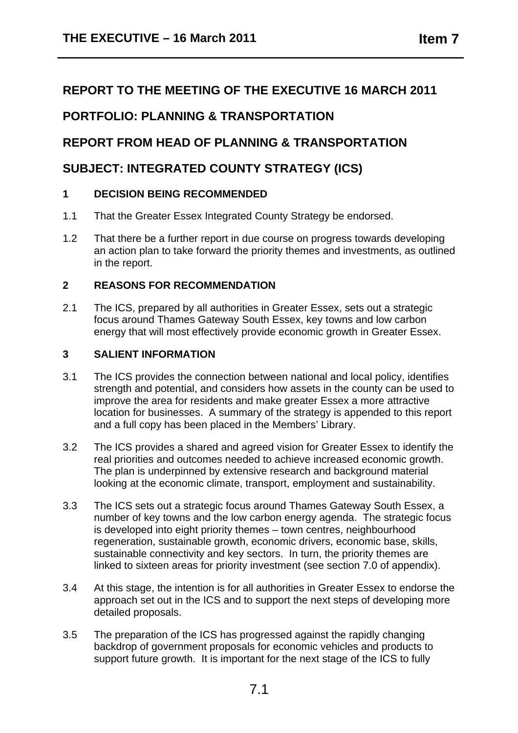## REPORT TO THE MEETING OF THE EXECUTIVE 16 MARCH 2011

## PORTFOLIO: PLANNING & TRANSPORTATION

## REPORT FROM HEAD OF PLANNING & TRANSPORTATION

## SUBJECT: INTEGRATED COUNTY STRATEGY (ICS)

### 1 DECISION BEING RECOMMENDED

1.1 That the Greater Essex Integrated County Strategy be endorsed.

1.2 That there be a further report in due course on progress towards developing an action plan to take forward the priority themes and investments, as outlined in the report.

### 2 REASONS FOR RECOMMENDATION

2.1 The ICS, prepared by all authorities in Greater Essex, sets out a strategic focus around Thames Gateway South Essex, key towns and low carbon energy that will most effectively provide economic growth in Greater Essex.

### 3 SALIENT INFORMATION

3.1 The ICS provides the connection between national and local policy, identifies strength and potential, and considers how assets in the county can be used to improve the area for residents and make greater Essex a more attractive location for businesses. A summary of the strategy is appended to this report and a full copy has been placed in the Members' Library.

3.2 The ICS provides a shared and agreed vision for Greater Essex to identify the real priorities and outcomes needed to achieve increased economic growth. The plan is underpinned by extensive research and background material looking at the economic climate, transport, employment and sustainability.

3.3 The ICS sets out a strategic focus around Thames Gateway South Essex, a number of key towns and the low carbon energy agenda. The strategic focus is developed into eight priority themes – town centres, neighbourhood regeneration, sustainable growth, economic drivers, economic base, skills, sustainable connectivity and key sectors. In turn, the priority themes are linked to sixteen areas for priority investment (see section 7.0 of appendix).

3.4 At this stage, the intention is for all authorities in Greater Essex to endorse the approach set out in the ICS and to support the next steps of developing more detailed proposals.

3.5 The preparation of the ICS has progressed against the rapidly changing backdrop of government proposals for economic vehicles and products to support future growth. It is important for the next stage of the ICS to fully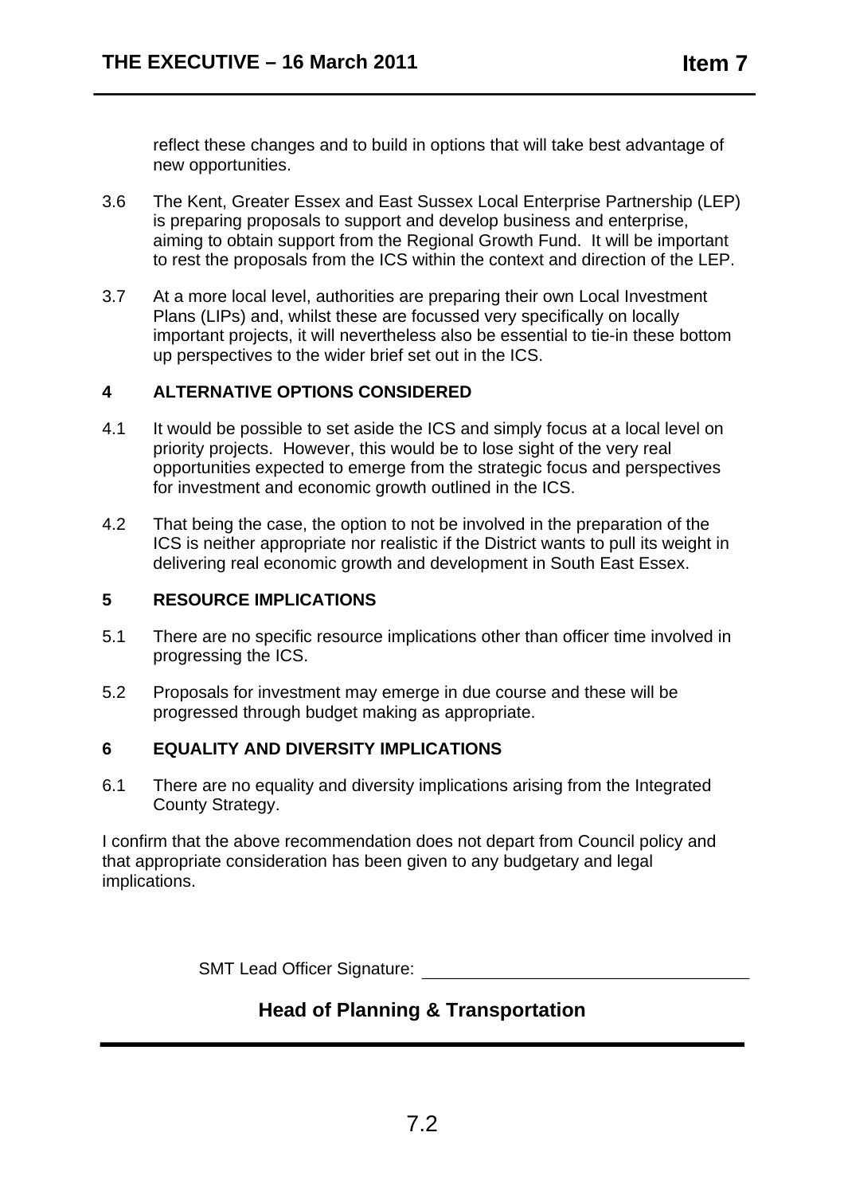reflect these changes and to build in options that will take best advantage of new opportunities.

3.6 The Kent, Greater Essex and East Sussex Local Enterprise Partnership (LEP) is preparing proposals to support and develop business and enterprise, aiming to obtain support from the Regional Growth Fund. It will be important to rest the proposals from the ICS within the context and direction of the LEP.

3.7 At a more local level, authorities are preparing their own Local Investment Plans (LIPs) and, whilst these are focussed very specifically on locally important projects, it will nevertheless also be essential to tie-in these bottom up perspectives to the wider brief set out in the ICS.

## 4 ALTERNATIVE OPTIONS CONSIDERED

4.1 It would be possible to set aside the ICS and simply focus at a local level on priority projects. However, this would be to lose sight of the very real opportunities expected to emerge from the strategic focus and perspectives for investment and economic growth outlined in the ICS.

4.2 That being the case, the option to not be involved in the preparation of the ICS is neither appropriate nor realistic if the District wants to pull its weight in delivering real economic growth and development in South East Essex.

## 5 RESOURCE IMPLICATIONS

5.1 There are no specific resource implications other than officer time involved in progressing the ICS.

5.2 Proposals for investment may emerge in due course and these will be progressed through budget making as appropriate.

## 6 EQUALITY AND DIVERSITY IMPLICATIONS

6.1 There are no equality and diversity implications arising from the Integrated County Strategy.

I confirm that the above recommendation does not depart from Council policy and that appropriate consideration has been given to any budgetary and legal implications.

SMT Lead Officer Signature: ___________________________________

**Head of Planning & Transportation**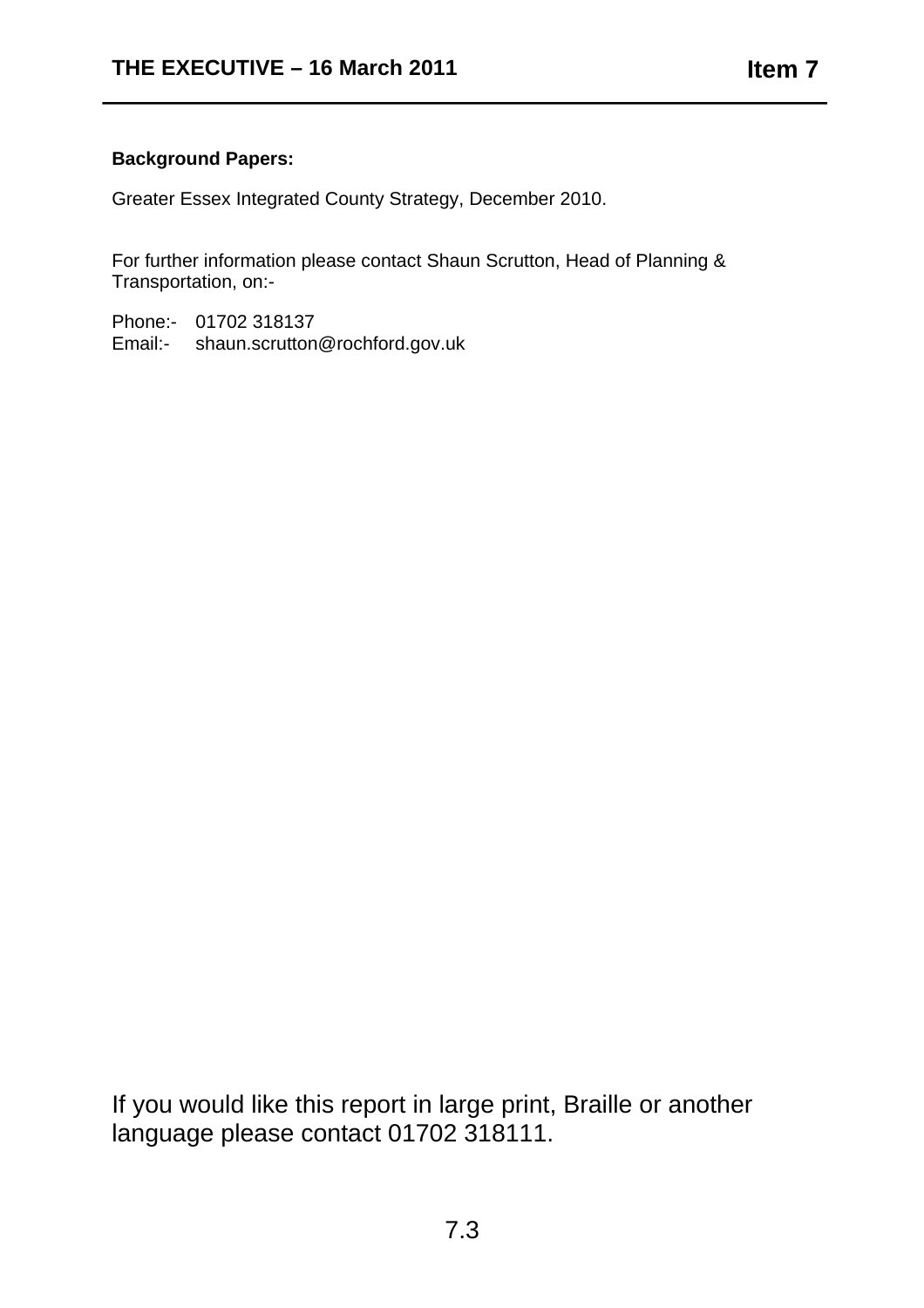**Background Papers:**

Greater Essex Integrated County Strategy, December 2010.

For further information please contact Shaun Scrutton, Head of Planning & Transportation, on:-

Phone:- 01702 318137
Email:- shaun.scrutton@rochford.gov.uk

If you would like this report in large print, Braille or another language please contact 01702 318111.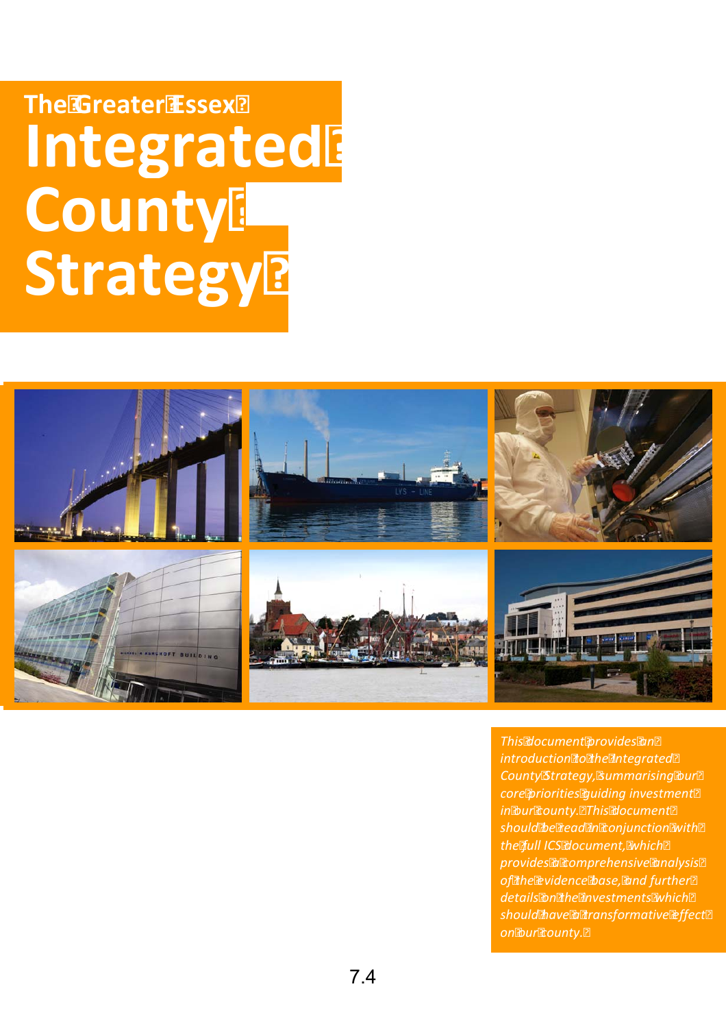# The Greater Essex Integrated County Strategy

*This document provides an introduction to the Integrated County Strategy, summarising our core priorities guiding investment in our county. This document should be read in conjunction with the full ICS document, which provides a comprehensive analysis of the evidence base, and further details on the investments which should have a transformative effect on our county.*

7.4